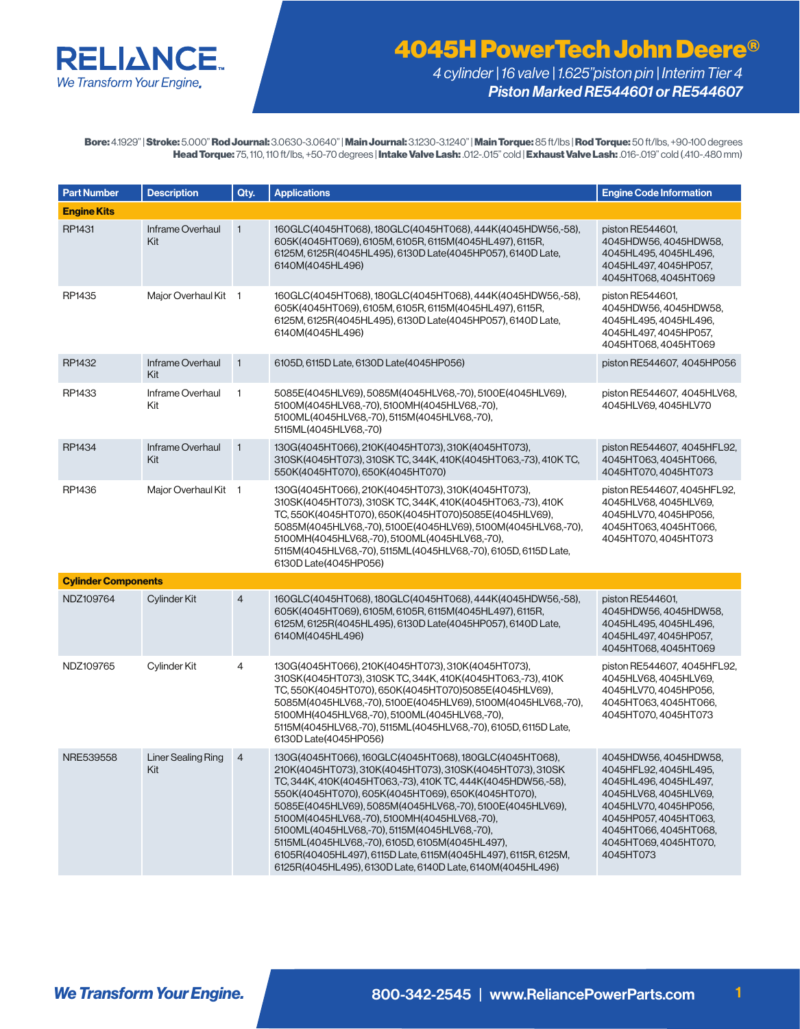# RELIANCE

*We Transform Your Engine.*

# 4045H PowerTech John Deere®

*4 cylinder | 16 valve | 1.625" piston pin | Interim Tier 4*

***Piston Marked RE544601 or RE544607***

**Bore:** 4.1929" | **Stroke:** 5.000" **Rod Journal:** 3.0630-3.0640" | **Main Journal:** 3.1230-3.1240" | **Main Torque:** 85 ft/lbs | **Rod Torque:** 50 ft/lbs, +90-100 degrees
**Head Torque:** 75, 110, 110 ft/lbs, +50-70 degrees | **Intake Valve Lash:** .012-.015" cold | **Exhaust Valve Lash:** .016-.019" cold (.410-.480 mm)

| Part Number | Description | Qty. | Applications | Engine Code Information |
|---|---|---|---|---|
| **Engine Kits** | | | | |
| RP1431 | Inframe Overhaul Kit | 1 | 160GLC(4045HT068), 180GLC(4045HT068), 444K(4045HDW56,-58), 605K(4045HT069), 6105M, 6105R, 6115M(4045HL497), 6115R, 6125M, 6125R(4045HL495), 6130D Late(4045HP057), 6140D Late, 6140M(4045HL496) | piston RE544601, 4045HDW56, 4045HDW58, 4045HL495, 4045HL496, 4045HL497, 4045HP057, 4045HT068, 4045HT069 |
| RP1435 | Major Overhaul Kit | 1 | 160GLC(4045HT068), 180GLC(4045HT068), 444K(4045HDW56,-58), 605K(4045HT069), 6105M, 6105R, 6115M(4045HL497), 6115R, 6125M, 6125R(4045HL495), 6130D Late(4045HP057), 6140D Late, 6140M(4045HL496) | piston RE544601, 4045HDW56, 4045HDW58, 4045HL495, 4045HL496, 4045HL497, 4045HP057, 4045HT068, 4045HT069 |
| RP1432 | Inframe Overhaul Kit | 1 | 6105D, 6115D Late, 6130D Late(4045HP056) | piston RE544607, 4045HP056 |
| RP1433 | Inframe Overhaul Kit | 1 | 5085E(4045HLV69), 5085M(4045HLV68,-70), 5100E(4045HLV69), 5100M(4045HLV68,-70), 5100MH(4045HLV68,-70), 5100ML(4045HLV68,-70), 5115M(4045HLV68,-70), 5115ML(4045HLV68,-70) | piston RE544607, 4045HLV68, 4045HLV69, 4045HLV70 |
| RP1434 | Inframe Overhaul Kit | 1 | 130G(4045HT066), 210K(4045HT073), 310K(4045HT073), 310SK(4045HT073), 310SK TC, 344K, 410K(4045HT063,-73), 410K TC, 550K(4045HT070), 650K(4045HT070) | piston RE544607, 4045HFL92, 4045HT063, 4045HT066, 4045HT070, 4045HT073 |
| RP1436 | Major Overhaul Kit | 1 | 130G(4045HT066), 210K(4045HT073), 310K(4045HT073), 310SK(4045HT073), 310SK TC, 344K, 410K(4045HT063,-73), 410K TC, 550K(4045HT070), 650K(4045HT070)5085E(4045HLV69), 5085M(4045HLV68,-70), 5100E(4045HLV69), 5100M(4045HLV68,-70), 5100MH(4045HLV68,-70), 5100ML(4045HLV68,-70), 5115M(4045HLV68,-70), 5115ML(4045HLV68,-70), 6105D, 6115D Late, 6130D Late(4045HP056) | piston RE544607, 4045HFL92, 4045HLV68, 4045HLV69, 4045HLV70, 4045HP056, 4045HT063, 4045HT066, 4045HT070, 4045HT073 |
| **Cylinder Components** | | | | |
| NDZ109764 | Cylinder Kit | 4 | 160GLC(4045HT068), 180GLC(4045HT068), 444K(4045HDW56,-58), 605K(4045HT069), 6105M, 6105R, 6115M(4045HL497), 6115R, 6125M, 6125R(4045HL495), 6130D Late(4045HP057), 6140D Late, 6140M(4045HL496) | piston RE544601, 4045HDW56, 4045HDW58, 4045HL495, 4045HL496, 4045HL497, 4045HP057, 4045HT068, 4045HT069 |
| NDZ109765 | Cylinder Kit | 4 | 130G(4045HT066), 210K(4045HT073), 310K(4045HT073), 310SK(4045HT073), 310SK TC, 344K, 410K(4045HT063,-73), 410K TC, 550K(4045HT070), 650K(4045HT070)5085E(4045HLV69), 5085M(4045HLV68,-70), 5100E(4045HLV69), 5100M(4045HLV68,-70), 5100MH(4045HLV68,-70), 5100ML(4045HLV68,-70), 5115M(4045HLV68,-70), 5115ML(4045HLV68,-70), 6105D, 6115D Late, 6130D Late(4045HP056) | piston RE544607, 4045HFL92, 4045HLV68, 4045HLV69, 4045HLV70, 4045HP056, 4045HT063, 4045HT066, 4045HT070, 4045HT073 |
| NRE539558 | Liner Sealing Ring Kit | 4 | 130G(4045HT066), 160GLC(4045HT068), 180GLC(4045HT068), 210K(4045HT073), 310K(4045HT073), 310SK(4045HT073), 310SK TC, 344K, 410K(4045HT063,-73), 410K TC, 444K(4045HDW56,-58), 550K(4045HT070), 605K(4045HT069), 650K(4045HT070), 5085E(4045HLV69), 5085M(4045HLV68,-70), 5100E(4045HLV69), 5100M(4045HLV68,-70), 5100MH(4045HLV68,-70), 5100ML(4045HLV68,-70), 5115M(4045HLV68,-70), 5115ML(4045HLV68,-70), 6105D, 6105M(4045HL497), 6105R(40405HL497), 6115D Late, 6115M(4045HL497), 6115R, 6125M, 6125R(4045HL495), 6130D Late, 6140D Late, 6140M(4045HL496) | 4045HDW56, 4045HDW58, 4045HFL92, 4045HL495, 4045HL496, 4045HL497, 4045HLV68, 4045HLV69, 4045HLV70, 4045HP056, 4045HP057, 4045HT063, 4045HT066, 4045HT068, 4045HT069, 4045HT070, 4045HT073 |

*We Transform Your Engine.*

800-342-2545 | www.ReliancePowerParts.com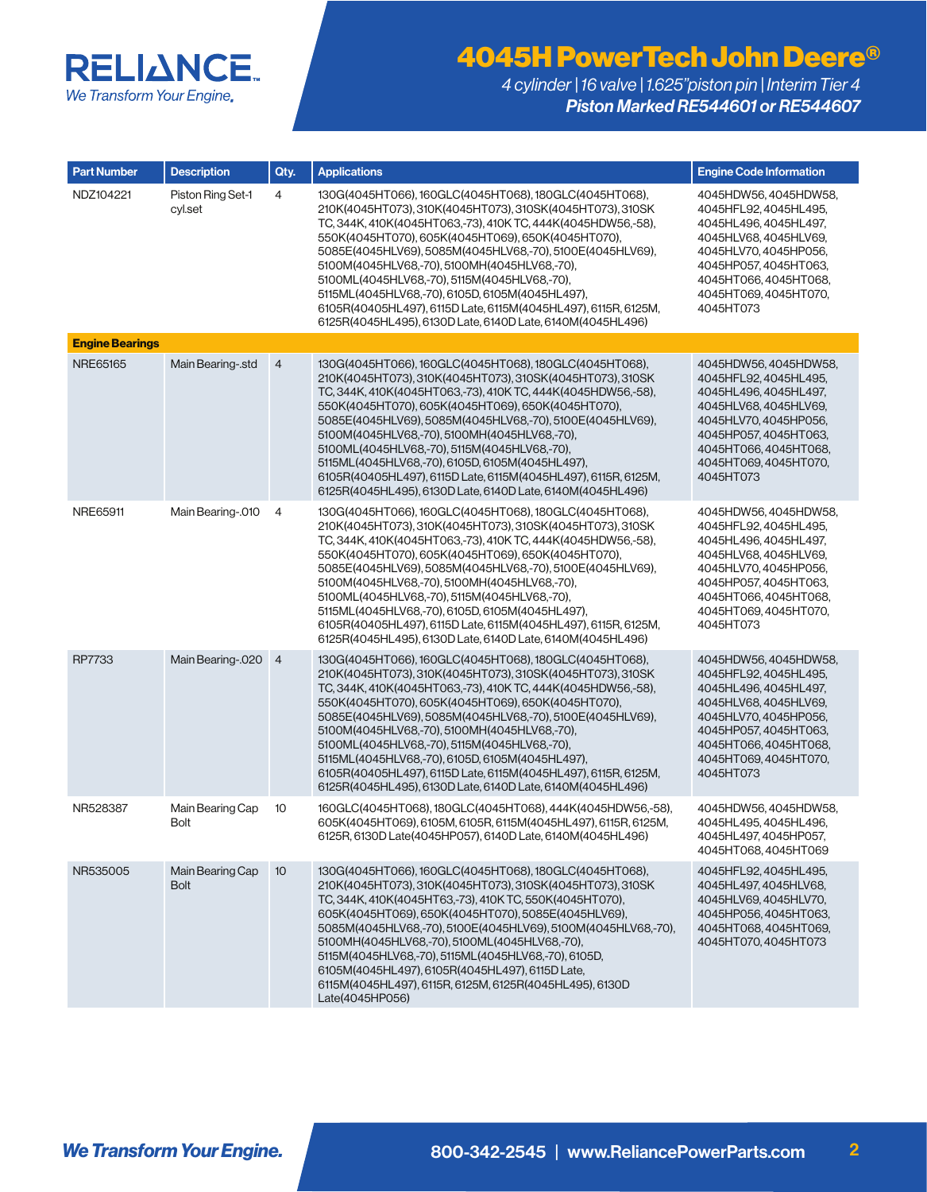# 4045H PowerTech John Deere®

*4 cylinder | 16 valve | 1.625"piston pin | Interim Tier 4*

***Piston Marked RE544601 or RE544607***

| Part Number | Description | Qty. | Applications | Engine Code Information |
|---|---|---|---|---|
| NDZ104221 | Piston Ring Set-1 cyl.set | 4 | 130G(4045HT066), 160GLC(4045HT068), 180GLC(4045HT068), 210K(4045HT073), 310K(4045HT073), 310SK(4045HT073), 310SK TC, 344K, 410K(4045HT063,-73), 410K TC, 444K(4045HDW56,-58), 550K(4045HT070), 605K(4045HT069), 650K(4045HT070), 5085E(4045HLV69), 5085M(4045HLV68,-70), 5100E(4045HLV69), 5100M(4045HLV68,-70), 5100MH(4045HLV68,-70), 5100ML(4045HLV68,-70), 5115M(4045HLV68,-70), 5115ML(4045HLV68,-70), 6105D, 6105M(4045HL497), 6105R(40405HL497), 6115D Late, 6115M(4045HL497), 6115R, 6125M, 6125R(4045HL495), 6130D Late, 6140D Late, 6140M(4045HL496) | 4045HDW56, 4045HDW58, 4045HFL92, 4045HL495, 4045HL496, 4045HL497, 4045HLV68, 4045HLV69, 4045HLV70, 4045HP056, 4045HP057, 4045HT063, 4045HT066, 4045HT068, 4045HT069, 4045HT070, 4045HT073 |
| **Engine Bearings** | | | | |
| NRE65165 | Main Bearing-.std | 4 | 130G(4045HT066), 160GLC(4045HT068), 180GLC(4045HT068), 210K(4045HT073), 310K(4045HT073), 310SK(4045HT073), 310SK TC, 344K, 410K(4045HT063,-73), 410K TC, 444K(4045HDW56,-58), 550K(4045HT070), 605K(4045HT069), 650K(4045HT070), 5085E(4045HLV69), 5085M(4045HLV68,-70), 5100E(4045HLV69), 5100M(4045HLV68,-70), 5100MH(4045HLV68,-70), 5100ML(4045HLV68,-70), 5115M(4045HLV68,-70), 5115ML(4045HLV68,-70), 6105D, 6105M(4045HL497), 6105R(40405HL497), 6115D Late, 6115M(4045HL497), 6115R, 6125M, 6125R(4045HL495), 6130D Late, 6140D Late, 6140M(4045HL496) | 4045HDW56, 4045HDW58, 4045HFL92, 4045HL495, 4045HL496, 4045HL497, 4045HLV68, 4045HLV69, 4045HLV70, 4045HP056, 4045HP057, 4045HT063, 4045HT066, 4045HT068, 4045HT069, 4045HT070, 4045HT073 |
| NRE65911 | Main Bearing-.010 | 4 | 130G(4045HT066), 160GLC(4045HT068), 180GLC(4045HT068), 210K(4045HT073), 310K(4045HT073), 310SK(4045HT073), 310SK TC, 344K, 410K(4045HT063,-73), 410K TC, 444K(4045HDW56,-58), 550K(4045HT070), 605K(4045HT069), 650K(4045HT070), 5085E(4045HLV69), 5085M(4045HLV68,-70), 5100E(4045HLV69), 5100M(4045HLV68,-70), 5100MH(4045HLV68,-70), 5100ML(4045HLV68,-70), 5115M(4045HLV68,-70), 5115ML(4045HLV68,-70), 6105D, 6105M(4045HL497), 6105R(40405HL497), 6115D Late, 6115M(4045HL497), 6115R, 6125M, 6125R(4045HL495), 6130D Late, 6140D Late, 6140M(4045HL496) | 4045HDW56, 4045HDW58, 4045HFL92, 4045HL495, 4045HL496, 4045HL497, 4045HLV68, 4045HLV69, 4045HLV70, 4045HP056, 4045HP057, 4045HT063, 4045HT066, 4045HT068, 4045HT069, 4045HT070, 4045HT073 |
| RP7733 | Main Bearing-.020 | 4 | 130G(4045HT066), 160GLC(4045HT068), 180GLC(4045HT068), 210K(4045HT073), 310K(4045HT073), 310SK(4045HT073), 310SK TC, 344K, 410K(4045HT063,-73), 410K TC, 444K(4045HDW56,-58), 550K(4045HT070), 605K(4045HT069), 650K(4045HT070), 5085E(4045HLV69), 5085M(4045HLV68,-70), 5100E(4045HLV69), 5100M(4045HLV68,-70), 5100MH(4045HLV68,-70), 5100ML(4045HLV68,-70), 5115M(4045HLV68,-70), 5115ML(4045HLV68,-70), 6105D, 6105M(4045HL497), 6105R(40405HL497), 6115D Late, 6115M(4045HL497), 6115R, 6125M, 6125R(4045HL495), 6130D Late, 6140D Late, 6140M(4045HL496) | 4045HDW56, 4045HDW58, 4045HFL92, 4045HL495, 4045HL496, 4045HL497, 4045HLV68, 4045HLV69, 4045HLV70, 4045HP056, 4045HP057, 4045HT063, 4045HT066, 4045HT068, 4045HT069, 4045HT070, 4045HT073 |
| NR528387 | Main Bearing Cap Bolt | 10 | 160GLC(4045HT068), 180GLC(4045HT068), 444K(4045HDW56,-58), 605K(4045HT069), 6105M, 6105R, 6115M(4045HL497), 6115R, 6125M, 6125R, 6130D Late(4045HP057), 6140D Late, 6140M(4045HL496) | 4045HDW56, 4045HDW58, 4045HL495, 4045HL496, 4045HL497, 4045HP057, 4045HT068, 4045HT069 |
| NR535005 | Main Bearing Cap Bolt | 10 | 130G(4045HT066), 160GLC(4045HT068), 180GLC(4045HT068), 210K(4045HT073), 310K(4045HT073), 310SK(4045HT073), 310SK TC, 344K, 410K(4045HT63,-73), 410K TC, 550K(4045HT070), 605K(4045HT069), 650K(4045HT070), 5085E(4045HLV69), 5085M(4045HLV68,-70), 5100E(4045HLV69), 5100M(4045HLV68,-70), 5100MH(4045HLV68,-70), 5100ML(4045HLV68,-70), 5115M(4045HLV68,-70), 5115ML(4045HLV68,-70), 6105D, 6105M(4045HL497), 6105R(4045HL497), 6115D Late, 6115M(4045HL497), 6115R, 6125M, 6125R(4045HL495), 6130D Late(4045HP056) | 4045HFL92, 4045HL495, 4045HL497, 4045HLV68, 4045HLV69, 4045HLV70, 4045HP056, 4045HT063, 4045HT068, 4045HT069, 4045HT070, 4045HT073 |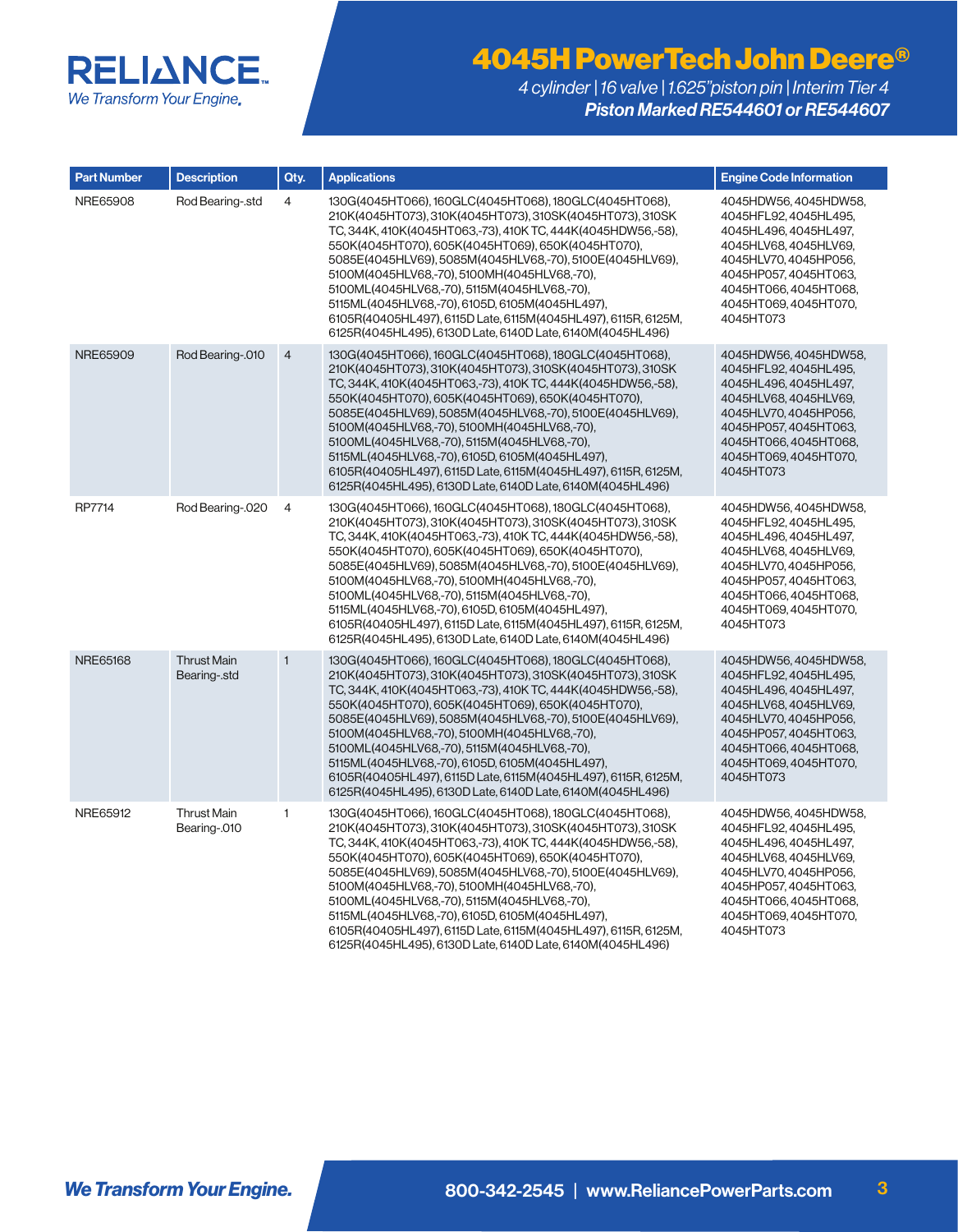# 4045H PowerTech John Deere®

*4 cylinder | 16 valve | 1.625"piston pin | Interim Tier 4*

***Piston Marked RE544601 or RE544607***

| Part Number | Description | Qty. | Applications | Engine Code Information |
|---|---|---|---|---|
| NRE65908 | Rod Bearing-.std | 4 | 130G(4045HT066), 160GLC(4045HT068), 180GLC(4045HT068), 210K(4045HT073), 310K(4045HT073), 310SK(4045HT073), 310SK TC, 344K, 410K(4045HT063,-73), 410K TC, 444K(4045HDW56,-58), 550K(4045HT070), 605K(4045HT069), 650K(4045HT070), 5085E(4045HLV69), 5085M(4045HLV68,-70), 5100E(4045HLV69), 5100M(4045HLV68,-70), 5100MH(4045HLV68,-70), 5100ML(4045HLV68,-70), 5115M(4045HLV68,-70), 5115ML(4045HLV68,-70), 6105D, 6105M(4045HL497), 6105R(40405HL497), 6115D Late, 6115M(4045HL497), 6115R, 6125M, 6125R(4045HL495), 6130D Late, 6140D Late, 6140M(4045HL496) | 4045HDW56, 4045HDW58, 4045HFL92, 4045HL495, 4045HL496, 4045HL497, 4045HLV68, 4045HLV69, 4045HLV70, 4045HP056, 4045HP057, 4045HT063, 4045HT066, 4045HT068, 4045HT069, 4045HT070, 4045HT073 |
| NRE65909 | Rod Bearing-.010 | 4 | 130G(4045HT066), 160GLC(4045HT068), 180GLC(4045HT068), 210K(4045HT073), 310K(4045HT073), 310SK(4045HT073), 310SK TC, 344K, 410K(4045HT063,-73), 410K TC, 444K(4045HDW56,-58), 550K(4045HT070), 605K(4045HT069), 650K(4045HT070), 5085E(4045HLV69), 5085M(4045HLV68,-70), 5100E(4045HLV69), 5100M(4045HLV68,-70), 5100MH(4045HLV68,-70), 5100ML(4045HLV68,-70), 5115M(4045HLV68,-70), 5115ML(4045HLV68,-70), 6105D, 6105M(4045HL497), 6105R(40405HL497), 6115D Late, 6115M(4045HL497), 6115R, 6125M, 6125R(4045HL495), 6130D Late, 6140D Late, 6140M(4045HL496) | 4045HDW56, 4045HDW58, 4045HFL92, 4045HL495, 4045HL496, 4045HL497, 4045HLV68, 4045HLV69, 4045HLV70, 4045HP056, 4045HP057, 4045HT063, 4045HT066, 4045HT068, 4045HT069, 4045HT070, 4045HT073 |
| RP7714 | Rod Bearing-.020 | 4 | 130G(4045HT066), 160GLC(4045HT068), 180GLC(4045HT068), 210K(4045HT073), 310K(4045HT073), 310SK(4045HT073), 310SK TC, 344K, 410K(4045HT063,-73), 410K TC, 444K(4045HDW56,-58), 550K(4045HT070), 605K(4045HT069), 650K(4045HT070), 5085E(4045HLV69), 5085M(4045HLV68,-70), 5100E(4045HLV69), 5100M(4045HLV68,-70), 5100MH(4045HLV68,-70), 5100ML(4045HLV68,-70), 5115M(4045HLV68,-70), 5115ML(4045HLV68,-70), 6105D, 6105M(4045HL497), 6105R(40405HL497), 6115D Late, 6115M(4045HL497), 6115R, 6125M, 6125R(4045HL495), 6130D Late, 6140D Late, 6140M(4045HL496) | 4045HDW56, 4045HDW58, 4045HFL92, 4045HL495, 4045HL496, 4045HL497, 4045HLV68, 4045HLV69, 4045HLV70, 4045HP056, 4045HP057, 4045HT063, 4045HT066, 4045HT068, 4045HT069, 4045HT070, 4045HT073 |
| NRE65168 | Thrust Main Bearing-.std | 1 | 130G(4045HT066), 160GLC(4045HT068), 180GLC(4045HT068), 210K(4045HT073), 310K(4045HT073), 310SK(4045HT073), 310SK TC, 344K, 410K(4045HT063,-73), 410K TC, 444K(4045HDW56,-58), 550K(4045HT070), 605K(4045HT069), 650K(4045HT070), 5085E(4045HLV69), 5085M(4045HLV68,-70), 5100E(4045HLV69), 5100M(4045HLV68,-70), 5100MH(4045HLV68,-70), 5100ML(4045HLV68,-70), 5115M(4045HLV68,-70), 5115ML(4045HLV68,-70), 6105D, 6105M(4045HL497), 6105R(40405HL497), 6115D Late, 6115M(4045HL497), 6115R, 6125M, 6125R(4045HL495), 6130D Late, 6140D Late, 6140M(4045HL496) | 4045HDW56, 4045HDW58, 4045HFL92, 4045HL495, 4045HL496, 4045HL497, 4045HLV68, 4045HLV69, 4045HLV70, 4045HP056, 4045HP057, 4045HT063, 4045HT066, 4045HT068, 4045HT069, 4045HT070, 4045HT073 |
| NRE65912 | Thrust Main Bearing-.010 | 1 | 130G(4045HT066), 160GLC(4045HT068), 180GLC(4045HT068), 210K(4045HT073), 310K(4045HT073), 310SK(4045HT073), 310SK TC, 344K, 410K(4045HT063,-73), 410K TC, 444K(4045HDW56,-58), 550K(4045HT070), 605K(4045HT069), 650K(4045HT070), 5085E(4045HLV69), 5085M(4045HLV68,-70), 5100E(4045HLV69), 5100M(4045HLV68,-70), 5100MH(4045HLV68,-70), 5100ML(4045HLV68,-70), 5115M(4045HLV68,-70), 5115ML(4045HLV68,-70), 6105D, 6105M(4045HL497), 6105R(40405HL497), 6115D Late, 6115M(4045HL497), 6115R, 6125M, 6125R(4045HL495), 6130D Late, 6140D Late, 6140M(4045HL496) | 4045HDW56, 4045HDW58, 4045HFL92, 4045HL495, 4045HL496, 4045HL497, 4045HLV68, 4045HLV69, 4045HLV70, 4045HP056, 4045HP057, 4045HT063, 4045HT066, 4045HT068, 4045HT069, 4045HT070, 4045HT073 |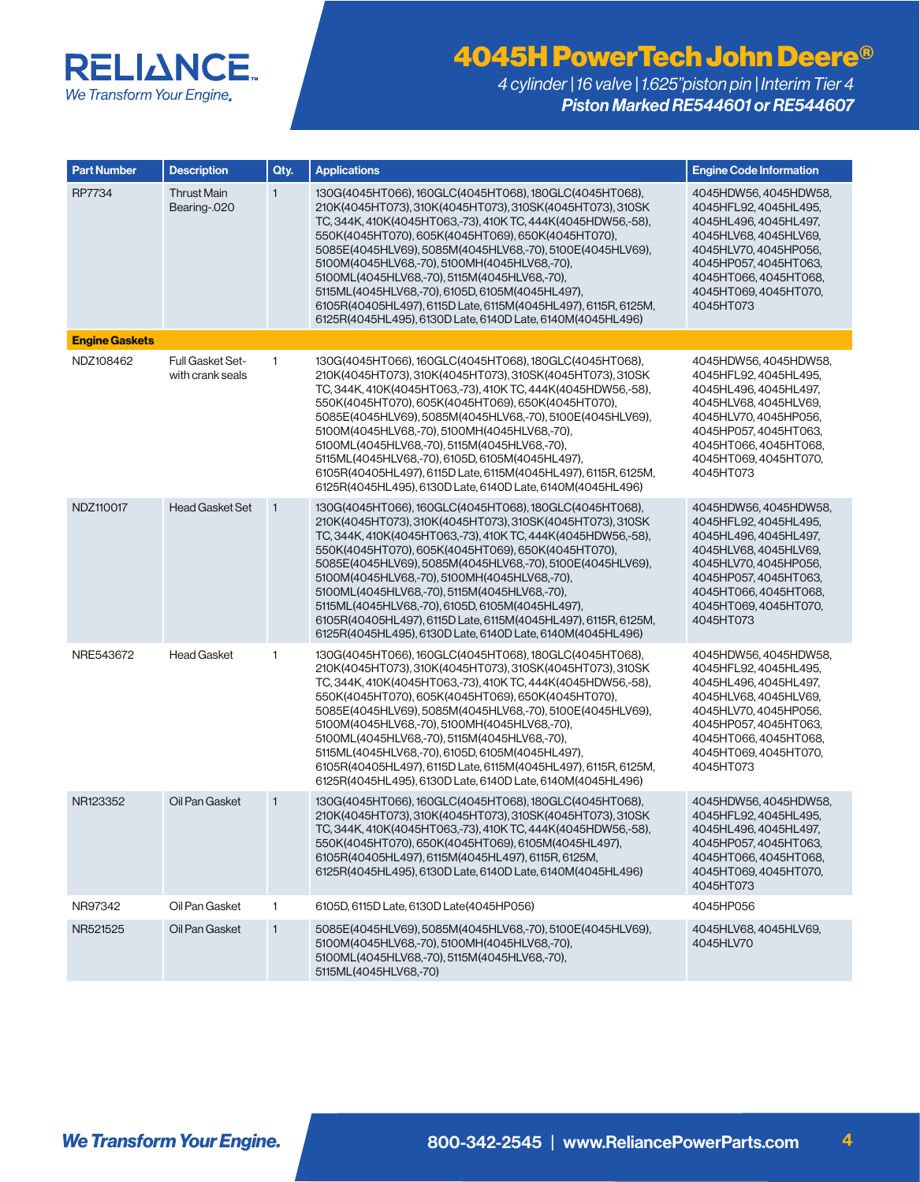# 4045H PowerTech John Deere®

*4 cylinder | 16 valve | 1.625"piston pin | Interim Tier 4*
***Piston Marked RE544601 or RE544607***

| Part Number | Description | Qty. | Applications | Engine Code Information |
|---|---|---|---|---|
| RP7734 | Thrust Main Bearing-.020 | 1 | 130G(4045HT066), 160GLC(4045HT068), 180GLC(4045HT068), 210K(4045HT073), 310K(4045HT073), 310SK(4045HT073), 310SK TC, 344K, 410K(4045HT063,-73), 410K TC, 444K(4045HDW56,-58), 550K(4045HT070), 605K(4045HT069), 650K(4045HT070), 5085E(4045HLV69), 5085M(4045HLV68,-70), 5100E(4045HLV69), 5100M(4045HLV68,-70), 5100MH(4045HLV68,-70), 5100ML(4045HLV68,-70), 5115M(4045HLV68,-70), 5115ML(4045HLV68,-70), 6105D, 6105M(4045HL497), 6105R(40405HL497), 6115D Late, 6115M(4045HL497), 6115R, 6125M, 6125R(4045HL495), 6130D Late, 6140D Late, 6140M(4045HL496) | 4045HDW56, 4045HDW58, 4045HFL92, 4045HL495, 4045HL496, 4045HL497, 4045HLV68, 4045HLV69, 4045HLV70, 4045HP056, 4045HP057, 4045HT063, 4045HT066, 4045HT068, 4045HT069, 4045HT070, 4045HT073 |
| **Engine Gaskets** | | | | |
| NDZ108462 | Full Gasket Set-with crank seals | 1 | 130G(4045HT066), 160GLC(4045HT068), 180GLC(4045HT068), 210K(4045HT073), 310K(4045HT073), 310SK(4045HT073), 310SK TC, 344K, 410K(4045HT063,-73), 410K TC, 444K(4045HDW56,-58), 550K(4045HT070), 605K(4045HT069), 650K(4045HT070), 5085E(4045HLV69), 5085M(4045HLV68,-70), 5100E(4045HLV69), 5100M(4045HLV68,-70), 5100MH(4045HLV68,-70), 5100ML(4045HLV68,-70), 5115M(4045HLV68,-70), 5115ML(4045HLV68,-70), 6105D, 6105M(4045HL497), 6105R(40405HL497), 6115D Late, 6115M(4045HL497), 6115R, 6125M, 6125R(4045HL495), 6130D Late, 6140D Late, 6140M(4045HL496) | 4045HDW56, 4045HDW58, 4045HFL92, 4045HL495, 4045HL496, 4045HL497, 4045HLV68, 4045HLV69, 4045HLV70, 4045HP056, 4045HP057, 4045HT063, 4045HT066, 4045HT068, 4045HT069, 4045HT070, 4045HT073 |
| NDZ110017 | Head Gasket Set | 1 | 130G(4045HT066), 160GLC(4045HT068), 180GLC(4045HT068), 210K(4045HT073), 310K(4045HT073), 310SK(4045HT073), 310SK TC, 344K, 410K(4045HT063,-73), 410K TC, 444K(4045HDW56,-58), 550K(4045HT070), 605K(4045HT069), 650K(4045HT070), 5085E(4045HLV69), 5085M(4045HLV68,-70), 5100E(4045HLV69), 5100M(4045HLV68,-70), 5100MH(4045HLV68,-70), 5100ML(4045HLV68,-70), 5115M(4045HLV68,-70), 5115ML(4045HLV68,-70), 6105D, 6105M(4045HL497), 6105R(40405HL497), 6115D Late, 6115M(4045HL497), 6115R, 6125M, 6125R(4045HL495), 6130D Late, 6140D Late, 6140M(4045HL496) | 4045HDW56, 4045HDW58, 4045HFL92, 4045HL495, 4045HL496, 4045HL497, 4045HLV68, 4045HLV69, 4045HLV70, 4045HP056, 4045HP057, 4045HT063, 4045HT066, 4045HT068, 4045HT069, 4045HT070, 4045HT073 |
| NRE543672 | Head Gasket | 1 | 130G(4045HT066), 160GLC(4045HT068), 180GLC(4045HT068), 210K(4045HT073), 310K(4045HT073), 310SK(4045HT073), 310SK TC, 344K, 410K(4045HT063,-73), 410K TC, 444K(4045HDW56,-58), 550K(4045HT070), 605K(4045HT069), 650K(4045HT070), 5085E(4045HLV69), 5085M(4045HLV68,-70), 5100E(4045HLV69), 5100M(4045HLV68,-70), 5100MH(4045HLV68,-70), 5100ML(4045HLV68,-70), 5115M(4045HLV68,-70), 5115ML(4045HLV68,-70), 6105D, 6105M(4045HL497), 6105R(40405HL497), 6115D Late, 6115M(4045HL497), 6115R, 6125M, 6125R(4045HL495), 6130D Late, 6140D Late, 6140M(4045HL496) | 4045HDW56, 4045HDW58, 4045HFL92, 4045HL495, 4045HL496, 4045HL497, 4045HLV68, 4045HLV69, 4045HLV70, 4045HP056, 4045HP057, 4045HT063, 4045HT066, 4045HT068, 4045HT069, 4045HT070, 4045HT073 |
| NR123352 | Oil Pan Gasket | 1 | 130G(4045HT066), 160GLC(4045HT068), 180GLC(4045HT068), 210K(4045HT073), 310K(4045HT073), 310SK(4045HT073), 310SK TC, 344K, 410K(4045HT063,-73), 410K TC, 444K(4045HDW56,-58), 550K(4045HT070), 650K(4045HT069), 6105M(4045HL497), 6105R(40405HL497), 6115M(4045HL497), 6115R, 6125M, 6125R(4045HL495), 6130D Late, 6140D Late, 6140M(4045HL496) | 4045HDW56, 4045HDW58, 4045HFL92, 4045HL495, 4045HL496, 4045HL497, 4045HP057, 4045HT063, 4045HT066, 4045HT068, 4045HT069, 4045HT070, 4045HT073 |
| NR97342 | Oil Pan Gasket | 1 | 6105D, 6115D Late, 6130D Late(4045HP056) | 4045HP056 |
| NR521525 | Oil Pan Gasket | 1 | 5085E(4045HLV69), 5085M(4045HLV68,-70), 5100E(4045HLV69), 5100M(4045HLV68,-70), 5100MH(4045HLV68,-70), 5100ML(4045HLV68,-70), 5115M(4045HLV68,-70), 5115ML(4045HLV68,-70) | 4045HLV68, 4045HLV69, 4045HLV70 |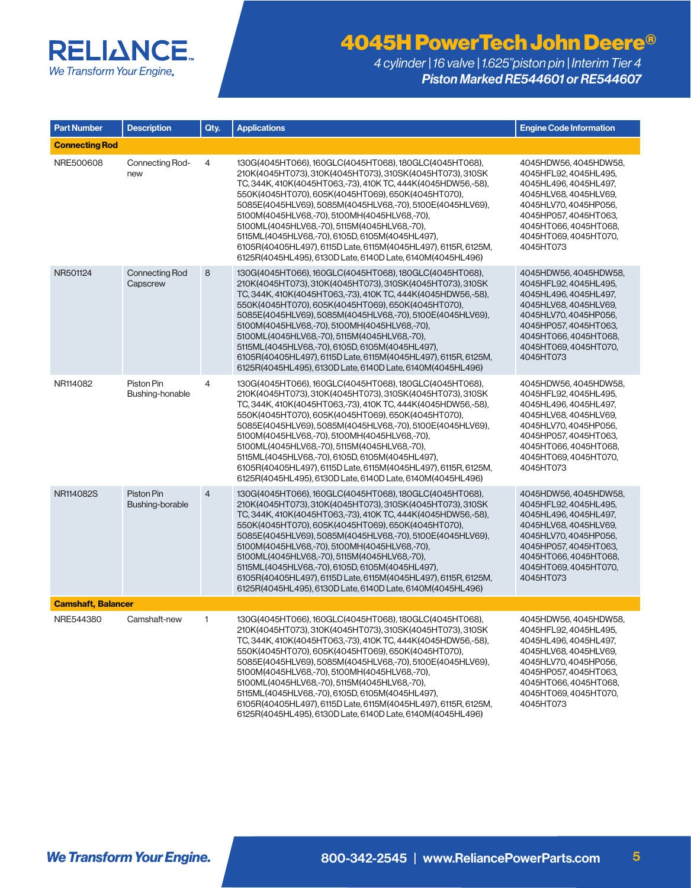RELIANCE
*We Transform Your Engine.*

# 4045H PowerTech John Deere®

*4 cylinder | 16 valve | 1.625"piston pin | Interim Tier 4*

***Piston Marked RE544601 or RE544607***

| Part Number | Description | Qty. | Applications | Engine Code Information |
|---|---|---|---|---|
| **Connecting Rod** | | | | |
| NRE500608 | Connecting Rod-new | 4 | 130G(4045HT066), 160GLC(4045HT068), 180GLC(4045HT068), 210K(4045HT073), 310K(4045HT073), 310SK(4045HT073), 310SK TC, 344K, 410K(4045HT063,-73), 410K TC, 444K(4045HDW56,-58), 550K(4045HT070), 605K(4045HT069), 650K(4045HT070), 5085E(4045HLV69), 5085M(4045HLV68,-70), 5100E(4045HLV69), 5100M(4045HLV68,-70), 5100MH(4045HLV68,-70), 5100ML(4045HLV68,-70), 5115M(4045HLV68,-70), 5115ML(4045HLV68,-70), 6105D, 6105M(4045HL497), 6105R(40405HL497), 6115D Late, 6115M(4045HL497), 6115R, 6125M, 6125R(4045HL495), 6130D Late, 6140D Late, 6140M(4045HL496) | 4045HDW56, 4045HDW58, 4045HFL92, 4045HL495, 4045HL496, 4045HL497, 4045HLV68, 4045HLV69, 4045HLV70, 4045HP056, 4045HP057, 4045HT063, 4045HT066, 4045HT068, 4045HT069, 4045HT070, 4045HT073 |
| NR501124 | Connecting Rod Capscrew | 8 | 130G(4045HT066), 160GLC(4045HT068), 180GLC(4045HT068), 210K(4045HT073), 310K(4045HT073), 310SK(4045HT073), 310SK TC, 344K, 410K(4045HT063,-73), 410K TC, 444K(4045HDW56,-58), 550K(4045HT070), 605K(4045HT069), 650K(4045HT070), 5085E(4045HLV69), 5085M(4045HLV68,-70), 5100E(4045HLV69), 5100M(4045HLV68,-70), 5100MH(4045HLV68,-70), 5100ML(4045HLV68,-70), 5115M(4045HLV68,-70), 5115ML(4045HLV68,-70), 6105D, 6105M(4045HL497), 6105R(40405HL497), 6115D Late, 6115M(4045HL497), 6115R, 6125M, 6125R(4045HL495), 6130D Late, 6140D Late, 6140M(4045HL496) | 4045HDW56, 4045HDW58, 4045HFL92, 4045HL495, 4045HL496, 4045HL497, 4045HLV68, 4045HLV69, 4045HLV70, 4045HP056, 4045HP057, 4045HT063, 4045HT066, 4045HT068, 4045HT069, 4045HT070, 4045HT073 |
| NR114082 | Piston Pin Bushing-honable | 4 | 130G(4045HT066), 160GLC(4045HT068), 180GLC(4045HT068), 210K(4045HT073), 310K(4045HT073), 310SK(4045HT073), 310SK TC, 344K, 410K(4045HT063,-73), 410K TC, 444K(4045HDW56,-58), 550K(4045HT070), 605K(4045HT069), 650K(4045HT070), 5085E(4045HLV69), 5085M(4045HLV68,-70), 5100E(4045HLV69), 5100M(4045HLV68,-70), 5100MH(4045HLV68,-70), 5100ML(4045HLV68,-70), 5115M(4045HLV68,-70), 5115ML(4045HLV68,-70), 6105D, 6105M(4045HL497), 6105R(40405HL497), 6115D Late, 6115M(4045HL497), 6115R, 6125M, 6125R(4045HL495), 6130D Late, 6140D Late, 6140M(4045HL496) | 4045HDW56, 4045HDW58, 4045HFL92, 4045HL495, 4045HL496, 4045HL497, 4045HLV68, 4045HLV69, 4045HLV70, 4045HP056, 4045HP057, 4045HT063, 4045HT066, 4045HT068, 4045HT069, 4045HT070, 4045HT073 |
| NR114082S | Piston Pin Bushing-borable | 4 | 130G(4045HT066), 160GLC(4045HT068), 180GLC(4045HT068), 210K(4045HT073), 310K(4045HT073), 310SK(4045HT073), 310SK TC, 344K, 410K(4045HT063,-73), 410K TC, 444K(4045HDW56,-58), 550K(4045HT070), 605K(4045HT069), 650K(4045HT070), 5085E(4045HLV69), 5085M(4045HLV68,-70), 5100E(4045HLV69), 5100M(4045HLV68,-70), 5100MH(4045HLV68,-70), 5100ML(4045HLV68,-70), 5115M(4045HLV68,-70), 5115ML(4045HLV68,-70), 6105D, 6105M(4045HL497), 6105R(40405HL497), 6115D Late, 6115M(4045HL497), 6115R, 6125M, 6125R(4045HL495), 6130D Late, 6140D Late, 6140M(4045HL496) | 4045HDW56, 4045HDW58, 4045HFL92, 4045HL495, 4045HL496, 4045HL497, 4045HLV68, 4045HLV69, 4045HLV70, 4045HP056, 4045HP057, 4045HT063, 4045HT066, 4045HT068, 4045HT069, 4045HT070, 4045HT073 |
| **Camshaft, Balancer** | | | | |
| NRE544380 | Camshaft-new | 1 | 130G(4045HT066), 160GLC(4045HT068), 180GLC(4045HT068), 210K(4045HT073), 310K(4045HT073), 310SK(4045HT073), 310SK TC, 344K, 410K(4045HT063,-73), 410K TC, 444K(4045HDW56,-58), 550K(4045HT070), 605K(4045HT069), 650K(4045HT070), 5085E(4045HLV69), 5085M(4045HLV68,-70), 5100E(4045HLV69), 5100M(4045HLV68,-70), 5100MH(4045HLV68,-70), 5100ML(4045HLV68,-70), 5115M(4045HLV68,-70), 5115ML(4045HLV68,-70), 6105D, 6105M(4045HL497), 6105R(40405HL497), 6115D Late, 6115M(4045HL497), 6115R, 6125M, 6125R(4045HL495), 6130D Late, 6140D Late, 6140M(4045HL496) | 4045HDW56, 4045HDW58, 4045HFL92, 4045HL495, 4045HL496, 4045HL497, 4045HLV68, 4045HLV69, 4045HLV70, 4045HP056, 4045HP057, 4045HT063, 4045HT066, 4045HT068, 4045HT069, 4045HT070, 4045HT073 |

***We Transform Your Engine.*** **800-342-2545 | www.ReliancePowerParts.com**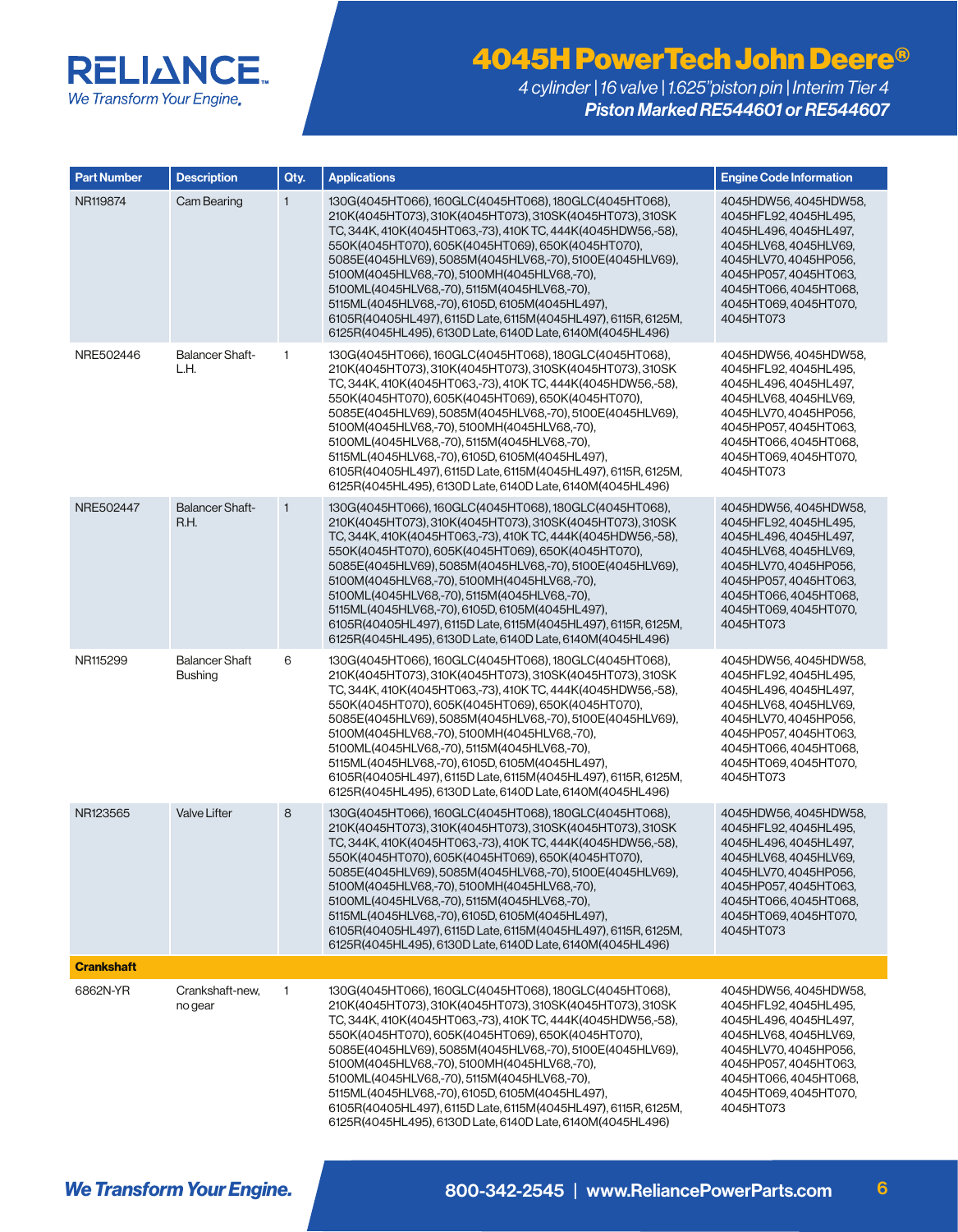# 4045H PowerTech John Deere®

*4 cylinder | 16 valve | 1.625"piston pin | Interim Tier 4*

***Piston Marked RE544601 or RE544607***

| Part Number | Description | Qty. | Applications | Engine Code Information |
|---|---|---|---|---|
| NR119874 | Cam Bearing | 1 | 130G(4045HT066), 160GLC(4045HT068), 180GLC(4045HT068), 210K(4045HT073), 310K(4045HT073), 310SK(4045HT073), 310SK TC, 344K, 410K(4045HT063,-73), 410K TC, 444K(4045HDW56,-58), 550K(4045HT070), 605K(4045HT069), 650K(4045HT070), 5085E(4045HLV69), 5085M(4045HLV68,-70), 5100E(4045HLV69), 5100M(4045HLV68,-70), 5100MH(4045HLV68,-70), 5100ML(4045HLV68,-70), 5115M(4045HLV68,-70), 5115ML(4045HLV68,-70), 6105D, 6105M(4045HL497), 6105R(40405HL497), 6115D Late, 6115M(4045HL497), 6115R, 6125M, 6125R(4045HL495), 6130D Late, 6140D Late, 6140M(4045HL496) | 4045HDW56, 4045HDW58, 4045HFL92, 4045HL495, 4045HL496, 4045HL497, 4045HLV68, 4045HLV69, 4045HLV70, 4045HP056, 4045HP057, 4045HT063, 4045HT066, 4045HT068, 4045HT069, 4045HT070, 4045HT073 |
| NRE502446 | Balancer Shaft-L.H. | 1 | 130G(4045HT066), 160GLC(4045HT068), 180GLC(4045HT068), 210K(4045HT073), 310K(4045HT073), 310SK(4045HT073), 310SK TC, 344K, 410K(4045HT063,-73), 410K TC, 444K(4045HDW56,-58), 550K(4045HT070), 605K(4045HT069), 650K(4045HT070), 5085E(4045HLV69), 5085M(4045HLV68,-70), 5100E(4045HLV69), 5100M(4045HLV68,-70), 5100MH(4045HLV68,-70), 5100ML(4045HLV68,-70), 5115M(4045HLV68,-70), 5115ML(4045HLV68,-70), 6105D, 6105M(4045HL497), 6105R(40405HL497), 6115D Late, 6115M(4045HL497), 6115R, 6125M, 6125R(4045HL495), 6130D Late, 6140D Late, 6140M(4045HL496) | 4045HDW56, 4045HDW58, 4045HFL92, 4045HL495, 4045HL496, 4045HL497, 4045HLV68, 4045HLV69, 4045HLV70, 4045HP056, 4045HP057, 4045HT063, 4045HT066, 4045HT068, 4045HT069, 4045HT070, 4045HT073 |
| NRE502447 | Balancer Shaft-R.H. | 1 | 130G(4045HT066), 160GLC(4045HT068), 180GLC(4045HT068), 210K(4045HT073), 310K(4045HT073), 310SK(4045HT073), 310SK TC, 344K, 410K(4045HT063,-73), 410K TC, 444K(4045HDW56,-58), 550K(4045HT070), 605K(4045HT069), 650K(4045HT070), 5085E(4045HLV69), 5085M(4045HLV68,-70), 5100E(4045HLV69), 5100M(4045HLV68,-70), 5100MH(4045HLV68,-70), 5100ML(4045HLV68,-70), 5115M(4045HLV68,-70), 5115ML(4045HLV68,-70), 6105D, 6105M(4045HL497), 6105R(40405HL497), 6115D Late, 6115M(4045HL497), 6115R, 6125M, 6125R(4045HL495), 6130D Late, 6140D Late, 6140M(4045HL496) | 4045HDW56, 4045HDW58, 4045HFL92, 4045HL495, 4045HL496, 4045HL497, 4045HLV68, 4045HLV69, 4045HLV70, 4045HP056, 4045HP057, 4045HT063, 4045HT066, 4045HT068, 4045HT069, 4045HT070, 4045HT073 |
| NR115299 | Balancer Shaft Bushing | 6 | 130G(4045HT066), 160GLC(4045HT068), 180GLC(4045HT068), 210K(4045HT073), 310K(4045HT073), 310SK(4045HT073), 310SK TC, 344K, 410K(4045HT063,-73), 410K TC, 444K(4045HDW56,-58), 550K(4045HT070), 605K(4045HT069), 650K(4045HT070), 5085E(4045HLV69), 5085M(4045HLV68,-70), 5100E(4045HLV69), 5100M(4045HLV68,-70), 5100MH(4045HLV68,-70), 5100ML(4045HLV68,-70), 5115M(4045HLV68,-70), 5115ML(4045HLV68,-70), 6105D, 6105M(4045HL497), 6105R(40405HL497), 6115D Late, 6115M(4045HL497), 6115R, 6125M, 6125R(4045HL495), 6130D Late, 6140D Late, 6140M(4045HL496) | 4045HDW56, 4045HDW58, 4045HFL92, 4045HL495, 4045HL496, 4045HL497, 4045HLV68, 4045HLV69, 4045HLV70, 4045HP056, 4045HP057, 4045HT063, 4045HT066, 4045HT068, 4045HT069, 4045HT070, 4045HT073 |
| NR123565 | Valve Lifter | 8 | 130G(4045HT066), 160GLC(4045HT068), 180GLC(4045HT068), 210K(4045HT073), 310K(4045HT073), 310SK(4045HT073), 310SK TC, 344K, 410K(4045HT063,-73), 410K TC, 444K(4045HDW56,-58), 550K(4045HT070), 605K(4045HT069), 650K(4045HT070), 5085E(4045HLV69), 5085M(4045HLV68,-70), 5100E(4045HLV69), 5100M(4045HLV68,-70), 5100MH(4045HLV68,-70), 5100ML(4045HLV68,-70), 5115M(4045HLV68,-70), 5115ML(4045HLV68,-70), 6105D, 6105M(4045HL497), 6105R(40405HL497), 6115D Late, 6115M(4045HL497), 6115R, 6125M, 6125R(4045HL495), 6130D Late, 6140D Late, 6140M(4045HL496) | 4045HDW56, 4045HDW58, 4045HFL92, 4045HL495, 4045HL496, 4045HL497, 4045HLV68, 4045HLV69, 4045HLV70, 4045HP056, 4045HP057, 4045HT063, 4045HT066, 4045HT068, 4045HT069, 4045HT070, 4045HT073 |
| **Crankshaft** | | | | |
| 6862N-YR | Crankshaft-new, no gear | 1 | 130G(4045HT066), 160GLC(4045HT068), 180GLC(4045HT068), 210K(4045HT073), 310K(4045HT073), 310SK(4045HT073), 310SK TC, 344K, 410K(4045HT063,-73), 410K TC, 444K(4045HDW56,-58), 550K(4045HT070), 605K(4045HT069), 650K(4045HT070), 5085E(4045HLV69), 5085M(4045HLV68,-70), 5100E(4045HLV69), 5100M(4045HLV68,-70), 5100MH(4045HLV68,-70), 5100ML(4045HLV68,-70), 5115M(4045HLV68,-70), 5115ML(4045HLV68,-70), 6105D, 6105M(4045HL497), 6105R(40405HL497), 6115D Late, 6115M(4045HL497), 6115R, 6125M, 6125R(4045HL495), 6130D Late, 6140D Late, 6140M(4045HL496) | 4045HDW56, 4045HDW58, 4045HFL92, 4045HL495, 4045HL496, 4045HL497, 4045HLV68, 4045HLV69, 4045HLV70, 4045HP056, 4045HP057, 4045HT063, 4045HT066, 4045HT068, 4045HT069, 4045HT070, 4045HT073 |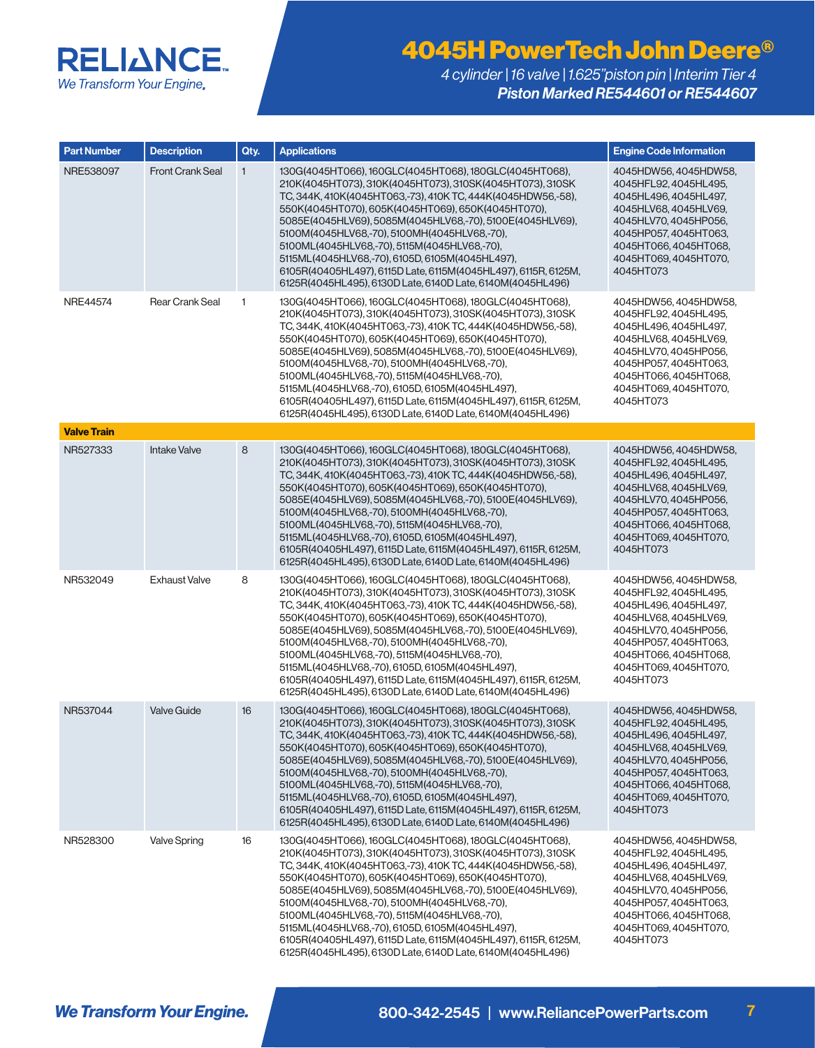# 4045H PowerTech John Deere®

*4 cylinder | 16 valve | 1.625"piston pin | Interim Tier 4*
***Piston Marked RE544601 or RE544607***

| Part Number | Description | Qty. | Applications | Engine Code Information |
|---|---|---|---|---|
| NRE538097 | Front Crank Seal | 1 | 130G(4045HT066), 160GLC(4045HT068), 180GLC(4045HT068), 210K(4045HT073), 310K(4045HT073), 310SK(4045HT073), 310SK TC, 344K, 410K(4045HT063,-73), 410K TC, 444K(4045HDW56,-58), 550K(4045HT070), 605K(4045HT069), 650K(4045HT070), 5085E(4045HLV69), 5085M(4045HLV68,-70), 5100E(4045HLV69), 5100M(4045HLV68,-70), 5100MH(4045HLV68,-70), 5100ML(4045HLV68,-70), 5115M(4045HLV68,-70), 5115ML(4045HLV68,-70), 6105D, 6105M(4045HL497), 6105R(40405HL497), 6115D Late, 6115M(4045HL497), 6115R, 6125M, 6125R(4045HL495), 6130D Late, 6140D Late, 6140M(4045HL496) | 4045HDW56, 4045HDW58, 4045HFL92, 4045HL495, 4045HL496, 4045HL497, 4045HLV68, 4045HLV69, 4045HLV70, 4045HP056, 4045HP057, 4045HT063, 4045HT066, 4045HT068, 4045HT069, 4045HT070, 4045HT073 |
| NRE44574 | Rear Crank Seal | 1 | 130G(4045HT066), 160GLC(4045HT068), 180GLC(4045HT068), 210K(4045HT073), 310K(4045HT073), 310SK(4045HT073), 310SK TC, 344K, 410K(4045HT063,-73), 410K TC, 444K(4045HDW56,-58), 550K(4045HT070), 605K(4045HT069), 650K(4045HT070), 5085E(4045HLV69), 5085M(4045HLV68,-70), 5100E(4045HLV69), 5100M(4045HLV68,-70), 5100MH(4045HLV68,-70), 5100ML(4045HLV68,-70), 5115M(4045HLV68,-70), 5115ML(4045HLV68,-70), 6105D, 6105M(4045HL497), 6105R(40405HL497), 6115D Late, 6115M(4045HL497), 6115R, 6125M, 6125R(4045HL495), 6130D Late, 6140D Late, 6140M(4045HL496) | 4045HDW56, 4045HDW58, 4045HFL92, 4045HL495, 4045HL496, 4045HL497, 4045HLV68, 4045HLV69, 4045HLV70, 4045HP056, 4045HP057, 4045HT063, 4045HT066, 4045HT068, 4045HT069, 4045HT070, 4045HT073 |
| **Valve Train** | | | | |
| NR527333 | Intake Valve | 8 | 130G(4045HT066), 160GLC(4045HT068), 180GLC(4045HT068), 210K(4045HT073), 310K(4045HT073), 310SK(4045HT073), 310SK TC, 344K, 410K(4045HT063,-73), 410K TC, 444K(4045HDW56,-58), 550K(4045HT070), 605K(4045HT069), 650K(4045HT070), 5085E(4045HLV69), 5085M(4045HLV68,-70), 5100E(4045HLV69), 5100M(4045HLV68,-70), 5100MH(4045HLV68,-70), 5100ML(4045HLV68,-70), 5115M(4045HLV68,-70), 5115ML(4045HLV68,-70), 6105D, 6105M(4045HL497), 6105R(40405HL497), 6115D Late, 6115M(4045HL497), 6115R, 6125M, 6125R(4045HL495), 6130D Late, 6140D Late, 6140M(4045HL496) | 4045HDW56, 4045HDW58, 4045HFL92, 4045HL495, 4045HL496, 4045HL497, 4045HLV68, 4045HLV69, 4045HLV70, 4045HP056, 4045HP057, 4045HT063, 4045HT066, 4045HT068, 4045HT069, 4045HT070, 4045HT073 |
| NR532049 | Exhaust Valve | 8 | 130G(4045HT066), 160GLC(4045HT068), 180GLC(4045HT068), 210K(4045HT073), 310K(4045HT073), 310SK(4045HT073), 310SK TC, 344K, 410K(4045HT063,-73), 410K TC, 444K(4045HDW56,-58), 550K(4045HT070), 605K(4045HT069), 650K(4045HT070), 5085E(4045HLV69), 5085M(4045HLV68,-70), 5100E(4045HLV69), 5100M(4045HLV68,-70), 5100MH(4045HLV68,-70), 5100ML(4045HLV68,-70), 5115M(4045HLV68,-70), 5115ML(4045HLV68,-70), 6105D, 6105M(4045HL497), 6105R(40405HL497), 6115D Late, 6115M(4045HL497), 6115R, 6125M, 6125R(4045HL495), 6130D Late, 6140D Late, 6140M(4045HL496) | 4045HDW56, 4045HDW58, 4045HFL92, 4045HL495, 4045HL496, 4045HL497, 4045HLV68, 4045HLV69, 4045HLV70, 4045HP056, 4045HP057, 4045HT063, 4045HT066, 4045HT068, 4045HT069, 4045HT070, 4045HT073 |
| NR537044 | Valve Guide | 16 | 130G(4045HT066), 160GLC(4045HT068), 180GLC(4045HT068), 210K(4045HT073), 310K(4045HT073), 310SK(4045HT073), 310SK TC, 344K, 410K(4045HT063,-73), 410K TC, 444K(4045HDW56,-58), 550K(4045HT070), 605K(4045HT069), 650K(4045HT070), 5085E(4045HLV69), 5085M(4045HLV68,-70), 5100E(4045HLV69), 5100M(4045HLV68,-70), 5100MH(4045HLV68,-70), 5100ML(4045HLV68,-70), 5115M(4045HLV68,-70), 5115ML(4045HLV68,-70), 6105D, 6105M(4045HL497), 6105R(40405HL497), 6115D Late, 6115M(4045HL497), 6115R, 6125M, 6125R(4045HL495), 6130D Late, 6140D Late, 6140M(4045HL496) | 4045HDW56, 4045HDW58, 4045HFL92, 4045HL495, 4045HL496, 4045HL497, 4045HLV68, 4045HLV69, 4045HLV70, 4045HP056, 4045HP057, 4045HT063, 4045HT066, 4045HT068, 4045HT069, 4045HT070, 4045HT073 |
| NR528300 | Valve Spring | 16 | 130G(4045HT066), 160GLC(4045HT068), 180GLC(4045HT068), 210K(4045HT073), 310K(4045HT073), 310SK(4045HT073), 310SK TC, 344K, 410K(4045HT063,-73), 410K TC, 444K(4045HDW56,-58), 550K(4045HT070), 605K(4045HT069), 650K(4045HT070), 5085E(4045HLV69), 5085M(4045HLV68,-70), 5100E(4045HLV69), 5100M(4045HLV68,-70), 5100MH(4045HLV68,-70), 5100ML(4045HLV68,-70), 5115M(4045HLV68,-70), 5115ML(4045HLV68,-70), 6105D, 6105M(4045HL497), 6105R(40405HL497), 6115D Late, 6115M(4045HL497), 6115R, 6125M, 6125R(4045HL495), 6130D Late, 6140D Late, 6140M(4045HL496) | 4045HDW56, 4045HDW58, 4045HFL92, 4045HL495, 4045HL496, 4045HL497, 4045HLV68, 4045HLV69, 4045HLV70, 4045HP056, 4045HP057, 4045HT063, 4045HT066, 4045HT068, 4045HT069, 4045HT070, 4045HT073 |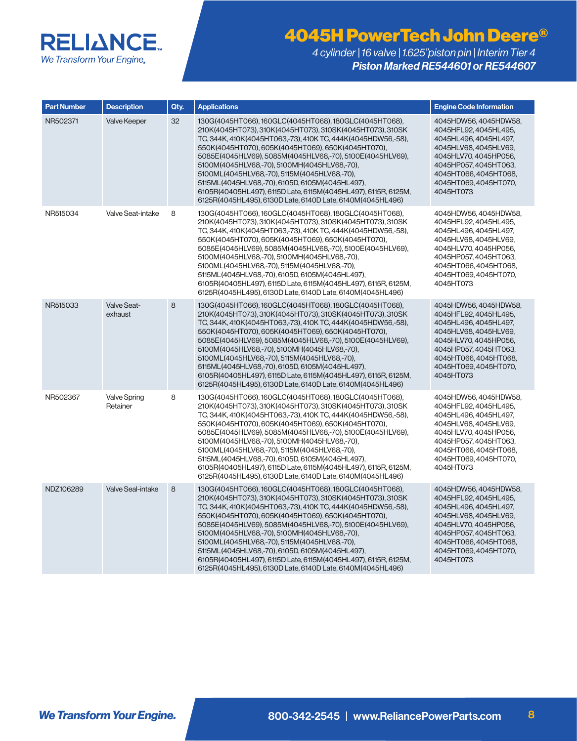# 4045H PowerTech John Deere®

*4 cylinder | 16 valve | 1.625"piston pin | Interim Tier 4*

***Piston Marked RE544601 or RE544607***

| Part Number | Description | Qty. | Applications | Engine Code Information |
|---|---|---|---|---|
| NR502371 | Valve Keeper | 32 | 130G(4045HT066), 160GLC(4045HT068), 180GLC(4045HT068), 210K(4045HT073), 310K(4045HT073), 310SK(4045HT073), 310SK TC, 344K, 410K(4045HT063,-73), 410K TC, 444K(4045HDW56,-58), 550K(4045HT070), 605K(4045HT069), 650K(4045HT070), 5085E(4045HLV69), 5085M(4045HLV68,-70), 5100E(4045HLV69), 5100M(4045HLV68,-70), 5100MH(4045HLV68,-70), 5100ML(4045HLV68,-70), 5115M(4045HLV68,-70), 5115ML(4045HLV68,-70), 6105D, 6105M(4045HL497), 6105R(40405HL497), 6115D Late, 6115M(4045HL497), 6115R, 6125M, 6125R(4045HL495), 6130D Late, 6140D Late, 6140M(4045HL496) | 4045HDW56, 4045HDW58, 4045HFL92, 4045HL495, 4045HL496, 4045HL497, 4045HLV68, 4045HLV69, 4045HLV70, 4045HP056, 4045HP057, 4045HT063, 4045HT066, 4045HT068, 4045HT069, 4045HT070, 4045HT073 |
| NR515034 | Valve Seat-intake | 8 | 130G(4045HT066), 160GLC(4045HT068), 180GLC(4045HT068), 210K(4045HT073), 310K(4045HT073), 310SK(4045HT073), 310SK TC, 344K, 410K(4045HT063,-73), 410K TC, 444K(4045HDW56,-58), 550K(4045HT070), 605K(4045HT069), 650K(4045HT070), 5085E(4045HLV69), 5085M(4045HLV68,-70), 5100E(4045HLV69), 5100M(4045HLV68,-70), 5100MH(4045HLV68,-70), 5100ML(4045HLV68,-70), 5115M(4045HLV68,-70), 5115ML(4045HLV68,-70), 6105D, 6105M(4045HL497), 6105R(40405HL497), 6115D Late, 6115M(4045HL497), 6115R, 6125M, 6125R(4045HL495), 6130D Late, 6140D Late, 6140M(4045HL496) | 4045HDW56, 4045HDW58, 4045HFL92, 4045HL495, 4045HL496, 4045HL497, 4045HLV68, 4045HLV69, 4045HLV70, 4045HP056, 4045HP057, 4045HT063, 4045HT066, 4045HT068, 4045HT069, 4045HT070, 4045HT073 |
| NR515033 | Valve Seat-exhaust | 8 | 130G(4045HT066), 160GLC(4045HT068), 180GLC(4045HT068), 210K(4045HT073), 310K(4045HT073), 310SK(4045HT073), 310SK TC, 344K, 410K(4045HT063,-73), 410K TC, 444K(4045HDW56,-58), 550K(4045HT070), 605K(4045HT069), 650K(4045HT070), 5085E(4045HLV69), 5085M(4045HLV68,-70), 5100E(4045HLV69), 5100M(4045HLV68,-70), 5100MH(4045HLV68,-70), 5100ML(4045HLV68,-70), 5115M(4045HLV68,-70), 5115ML(4045HLV68,-70), 6105D, 6105M(4045HL497), 6105R(40405HL497), 6115D Late, 6115M(4045HL497), 6115R, 6125M, 6125R(4045HL495), 6130D Late, 6140D Late, 6140M(4045HL496) | 4045HDW56, 4045HDW58, 4045HFL92, 4045HL495, 4045HL496, 4045HL497, 4045HLV68, 4045HLV69, 4045HLV70, 4045HP056, 4045HP057, 4045HT063, 4045HT066, 4045HT068, 4045HT069, 4045HT070, 4045HT073 |
| NR502367 | Valve Spring Retainer | 8 | 130G(4045HT066), 160GLC(4045HT068), 180GLC(4045HT068), 210K(4045HT073), 310K(4045HT073), 310SK(4045HT073), 310SK TC, 344K, 410K(4045HT063,-73), 410K TC, 444K(4045HDW56,-58), 550K(4045HT070), 605K(4045HT069), 650K(4045HT070), 5085E(4045HLV69), 5085M(4045HLV68,-70), 5100E(4045HLV69), 5100M(4045HLV68,-70), 5100MH(4045HLV68,-70), 5100ML(4045HLV68,-70), 5115M(4045HLV68,-70), 5115ML(4045HLV68,-70), 6105D, 6105M(4045HL497), 6105R(40405HL497), 6115D Late, 6115M(4045HL497), 6115R, 6125M, 6125R(4045HL495), 6130D Late, 6140D Late, 6140M(4045HL496) | 4045HDW56, 4045HDW58, 4045HFL92, 4045HL495, 4045HL496, 4045HL497, 4045HLV68, 4045HLV69, 4045HLV70, 4045HP056, 4045HP057, 4045HT063, 4045HT066, 4045HT068, 4045HT069, 4045HT070, 4045HT073 |
| NDZ106289 | Valve Seal-intake | 8 | 130G(4045HT066), 160GLC(4045HT068), 180GLC(4045HT068), 210K(4045HT073), 310K(4045HT073), 310SK(4045HT073), 310SK TC, 344K, 410K(4045HT063,-73), 410K TC, 444K(4045HDW56,-58), 550K(4045HT070), 605K(4045HT069), 650K(4045HT070), 5085E(4045HLV69), 5085M(4045HLV68,-70), 5100E(4045HLV69), 5100M(4045HLV68,-70), 5100MH(4045HLV68,-70), 5100ML(4045HLV68,-70), 5115M(4045HLV68,-70), 5115ML(4045HLV68,-70), 6105D, 6105M(4045HL497), 6105R(40405HL497), 6115D Late, 6115M(4045HL497), 6115R, 6125M, 6125R(4045HL495), 6130D Late, 6140D Late, 6140M(4045HL496) | 4045HDW56, 4045HDW58, 4045HFL92, 4045HL495, 4045HL496, 4045HL497, 4045HLV68, 4045HLV69, 4045HLV70, 4045HP056, 4045HP057, 4045HT063, 4045HT066, 4045HT068, 4045HT069, 4045HT070, 4045HT073 |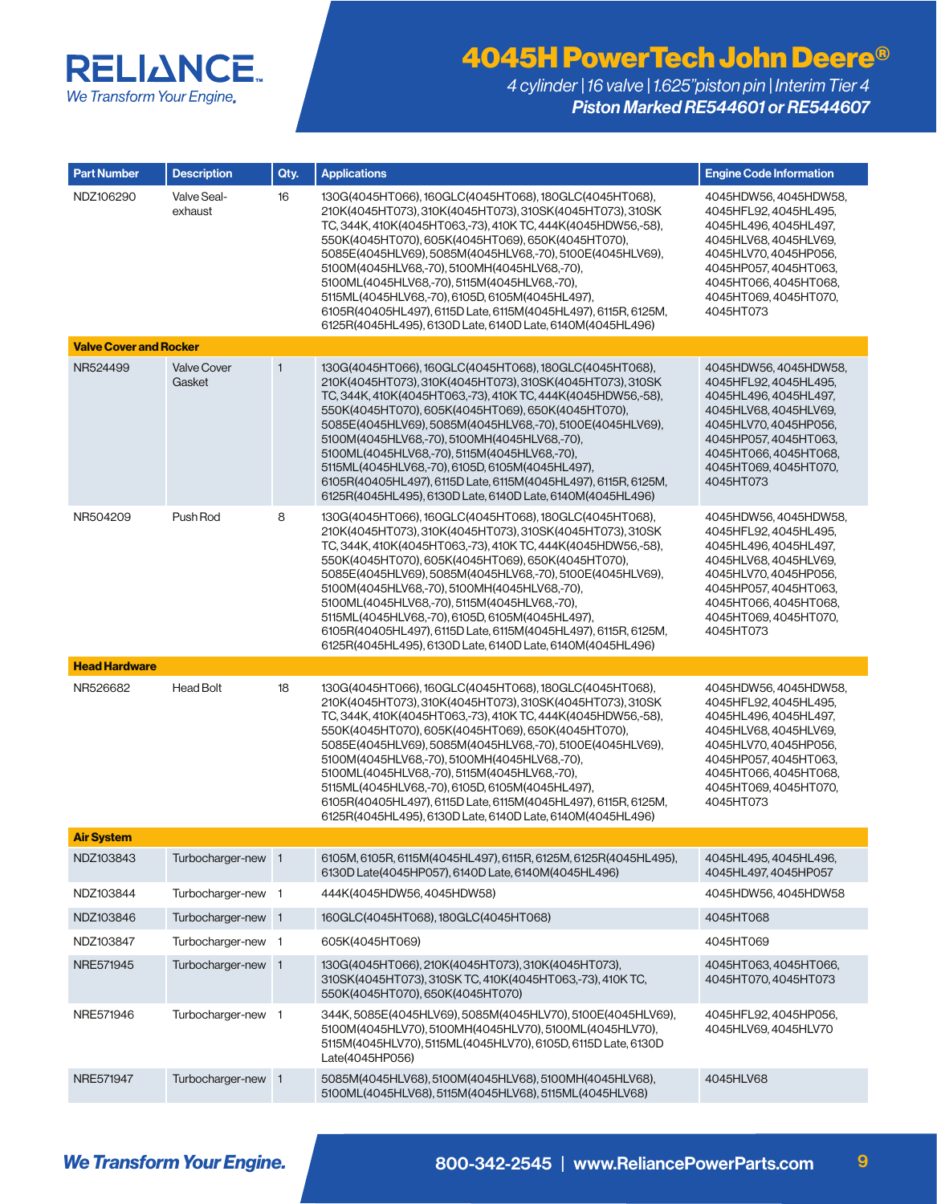# 4045H PowerTech John Deere®

*4 cylinder | 16 valve | 1.625"piston pin | Interim Tier 4*

***Piston Marked RE544601 or RE544607***

| Part Number | Description | Qty. | Applications | Engine Code Information |
|---|---|---|---|---|
| NDZ106290 | Valve Seal-exhaust | 16 | 130G(4045HT066), 160GLC(4045HT068), 180GLC(4045HT068), 210K(4045HT073), 310K(4045HT073), 310SK(4045HT073), 310SK TC, 344K, 410K(4045HT063,-73), 410K TC, 444K(4045HDW56,-58), 550K(4045HT070), 605K(4045HT069), 650K(4045HT070), 5085E(4045HLV69), 5085M(4045HLV68,-70), 5100E(4045HLV69), 5100M(4045HLV68,-70), 5100MH(4045HLV68,-70), 5100ML(4045HLV68,-70), 5115M(4045HLV68,-70), 5115ML(4045HLV68,-70), 6105D, 6105M(4045HL497), 6105R(40405HL497), 6115D Late, 6115M(4045HL497), 6115R, 6125M, 6125R(4045HL495), 6130D Late, 6140D Late, 6140M(4045HL496) | 4045HDW56, 4045HDW58, 4045HFL92, 4045HL495, 4045HL496, 4045HL497, 4045HLV68, 4045HLV69, 4045HLV70, 4045HP056, 4045HP057, 4045HT063, 4045HT066, 4045HT068, 4045HT069, 4045HT070, 4045HT073 |
| **Valve Cover and Rocker** | | | | |
| NR524499 | Valve Cover Gasket | 1 | 130G(4045HT066), 160GLC(4045HT068), 180GLC(4045HT068), 210K(4045HT073), 310K(4045HT073), 310SK(4045HT073), 310SK TC, 344K, 410K(4045HT063,-73), 410K TC, 444K(4045HDW56,-58), 550K(4045HT070), 605K(4045HT069), 650K(4045HT070), 5085E(4045HLV69), 5085M(4045HLV68,-70), 5100E(4045HLV69), 5100M(4045HLV68,-70), 5100MH(4045HLV68,-70), 5100ML(4045HLV68,-70), 5115M(4045HLV68,-70), 5115ML(4045HLV68,-70), 6105D, 6105M(4045HL497), 6105R(40405HL497), 6115D Late, 6115M(4045HL497), 6115R, 6125M, 6125R(4045HL495), 6130D Late, 6140D Late, 6140M(4045HL496) | 4045HDW56, 4045HDW58, 4045HFL92, 4045HL495, 4045HL496, 4045HL497, 4045HLV68, 4045HLV69, 4045HLV70, 4045HP056, 4045HP057, 4045HT063, 4045HT066, 4045HT068, 4045HT069, 4045HT070, 4045HT073 |
| NR504209 | Push Rod | 8 | 130G(4045HT066), 160GLC(4045HT068), 180GLC(4045HT068), 210K(4045HT073), 310K(4045HT073), 310SK(4045HT073), 310SK TC, 344K, 410K(4045HT063,-73), 410K TC, 444K(4045HDW56,-58), 550K(4045HT070), 605K(4045HT069), 650K(4045HT070), 5085E(4045HLV69), 5085M(4045HLV68,-70), 5100E(4045HLV69), 5100M(4045HLV68,-70), 5100MH(4045HLV68,-70), 5100ML(4045HLV68,-70), 5115M(4045HLV68,-70), 5115ML(4045HLV68,-70), 6105D, 6105M(4045HL497), 6105R(40405HL497), 6115D Late, 6115M(4045HL497), 6115R, 6125M, 6125R(4045HL495), 6130D Late, 6140D Late, 6140M(4045HL496) | 4045HDW56, 4045HDW58, 4045HFL92, 4045HL495, 4045HL496, 4045HL497, 4045HLV68, 4045HLV69, 4045HLV70, 4045HP056, 4045HP057, 4045HT063, 4045HT066, 4045HT068, 4045HT069, 4045HT070, 4045HT073 |
| **Head Hardware** | | | | |
| NR526682 | Head Bolt | 18 | 130G(4045HT066), 160GLC(4045HT068), 180GLC(4045HT068), 210K(4045HT073), 310K(4045HT073), 310SK(4045HT073), 310SK TC, 344K, 410K(4045HT063,-73), 410K TC, 444K(4045HDW56,-58), 550K(4045HT070), 605K(4045HT069), 650K(4045HT070), 5085E(4045HLV69), 5085M(4045HLV68,-70), 5100E(4045HLV69), 5100M(4045HLV68,-70), 5100MH(4045HLV68,-70), 5100ML(4045HLV68,-70), 5115M(4045HLV68,-70), 5115ML(4045HLV68,-70), 6105D, 6105M(4045HL497), 6105R(40405HL497), 6115D Late, 6115M(4045HL497), 6115R, 6125M, 6125R(4045HL495), 6130D Late, 6140D Late, 6140M(4045HL496) | 4045HDW56, 4045HDW58, 4045HFL92, 4045HL495, 4045HL496, 4045HL497, 4045HLV68, 4045HLV69, 4045HLV70, 4045HP056, 4045HP057, 4045HT063, 4045HT066, 4045HT068, 4045HT069, 4045HT070, 4045HT073 |
| **Air System** | | | | |
| NDZ103843 | Turbocharger-new | 1 | 6105M, 6105R, 6115M(4045HL497), 6115R, 6125M, 6125R(4045HL495), 6130D Late(4045HP057), 6140D Late, 6140M(4045HL496) | 4045HL495, 4045HL496, 4045HL497, 4045HP057 |
| NDZ103844 | Turbocharger-new | 1 | 444K(4045HDW56, 4045HDW58) | 4045HDW56, 4045HDW58 |
| NDZ103846 | Turbocharger-new | 1 | 160GLC(4045HT068), 180GLC(4045HT068) | 4045HT068 |
| NDZ103847 | Turbocharger-new | 1 | 605K(4045HT069) | 4045HT069 |
| NRE571945 | Turbocharger-new | 1 | 130G(4045HT066), 210K(4045HT073), 310K(4045HT073), 310SK(4045HT073), 310SK TC, 410K(4045HT063,-73), 410K TC, 550K(4045HT070), 650K(4045HT070) | 4045HT063, 4045HT066, 4045HT070, 4045HT073 |
| NRE571946 | Turbocharger-new | 1 | 344K, 5085E(4045HLV69), 5085M(4045HLV70), 5100E(4045HLV69), 5100M(4045HLV70), 5100MH(4045HLV70), 5100ML(4045HLV70), 5115M(4045HLV70), 5115ML(4045HLV70), 6105D, 6115D Late, 6130D Late(4045HP056) | 4045HFL92, 4045HP056, 4045HLV69, 4045HLV70 |
| NRE571947 | Turbocharger-new | 1 | 5085M(4045HLV68), 5100M(4045HLV68), 5100MH(4045HLV68), 5100ML(4045HLV68), 5115M(4045HLV68), 5115ML(4045HLV68) | 4045HLV68 |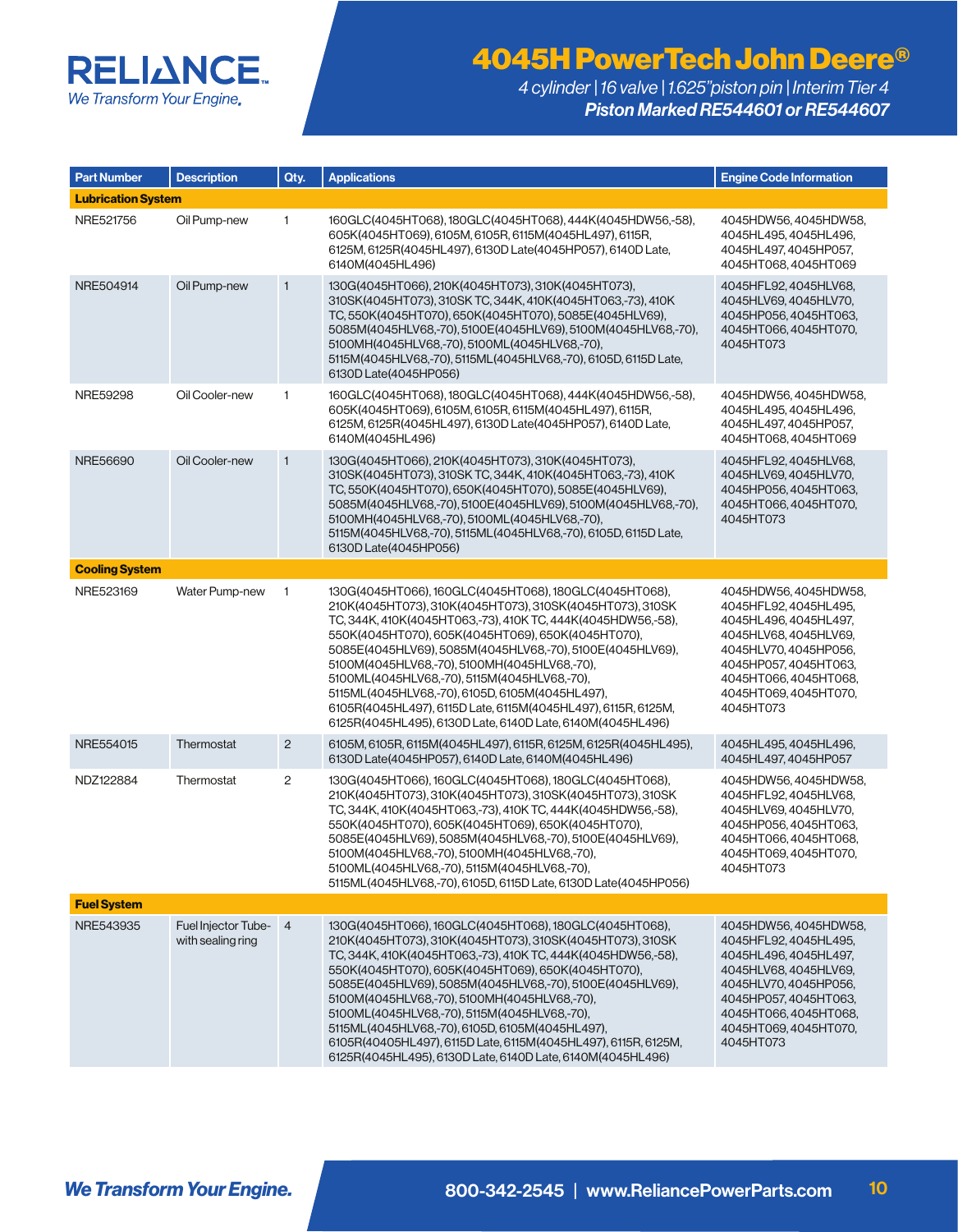# 4045H PowerTech John Deere®

*4 cylinder | 16 valve | 1.625"piston pin | Interim Tier 4*

***Piston Marked RE544601 or RE544607***

| Part Number | Description | Qty. | Applications | Engine Code Information |
|---|---|---|---|---|
| **Lubrication System** | | | | |
| NRE521756 | Oil Pump-new | 1 | 160GLC(4045HT068), 180GLC(4045HT068), 444K(4045HDW56,-58), 605K(4045HT069), 6105M, 6105R, 6115M(4045HL497), 6115R, 6125M, 6125R(4045HL497), 6130D Late(4045HP057), 6140D Late, 6140M(4045HL496) | 4045HDW56, 4045HDW58, 4045HL495, 4045HL496, 4045HL497, 4045HP057, 4045HT068, 4045HT069 |
| NRE504914 | Oil Pump-new | 1 | 130G(4045HT066), 210K(4045HT073), 310K(4045HT073), 310SK(4045HT073), 310SK TC, 344K, 410K(4045HT063,-73), 410K TC, 550K(4045HT070), 650K(4045HT070), 5085E(4045HLV69), 5085M(4045HLV68,-70), 5100E(4045HLV69), 5100M(4045HLV68,-70), 5100MH(4045HLV68,-70), 5100ML(4045HLV68,-70), 5115M(4045HLV68,-70), 5115ML(4045HLV68,-70), 6105D, 6115D Late, 6130D Late(4045HP056) | 4045HFL92, 4045HLV68, 4045HLV69, 4045HLV70, 4045HP056, 4045HT063, 4045HT066, 4045HT070, 4045HT073 |
| NRE59298 | Oil Cooler-new | 1 | 160GLC(4045HT068), 180GLC(4045HT068), 444K(4045HDW56,-58), 605K(4045HT069), 6105M, 6105R, 6115M(4045HL497), 6115R, 6125M, 6125R(4045HL497), 6130D Late(4045HP057), 6140D Late, 6140M(4045HL496) | 4045HDW56, 4045HDW58, 4045HL495, 4045HL496, 4045HL497, 4045HP057, 4045HT068, 4045HT069 |
| NRE56690 | Oil Cooler-new | 1 | 130G(4045HT066), 210K(4045HT073), 310K(4045HT073), 310SK(4045HT073), 310SK TC, 344K, 410K(4045HT063,-73), 410K TC, 550K(4045HT070), 650K(4045HT070), 5085E(4045HLV69), 5085M(4045HLV68,-70), 5100E(4045HLV69), 5100M(4045HLV68,-70), 5100MH(4045HLV68,-70), 5100ML(4045HLV68,-70), 5115M(4045HLV68,-70), 5115ML(4045HLV68,-70), 6105D, 6115D Late, 6130D Late(4045HP056) | 4045HFL92, 4045HLV68, 4045HLV69, 4045HLV70, 4045HP056, 4045HT063, 4045HT066, 4045HT070, 4045HT073 |
| **Cooling System** | | | | |
| NRE523169 | Water Pump-new | 1 | 130G(4045HT066), 160GLC(4045HT068), 180GLC(4045HT068), 210K(4045HT073), 310K(4045HT073), 310SK(4045HT073), 310SK TC, 344K, 410K(4045HT063,-73), 410K TC, 444K(4045HDW56,-58), 550K(4045HT070), 605K(4045HT069), 650K(4045HT070), 5085E(4045HLV69), 5085M(4045HLV68,-70), 5100E(4045HLV69), 5100M(4045HLV68,-70), 5100MH(4045HLV68,-70), 5100ML(4045HLV68,-70), 5115M(4045HLV68,-70), 5115ML(4045HLV68,-70), 6105D, 6105M(4045HL497), 6105R(4045HL497), 6115D Late, 6115M(4045HL497), 6115R, 6125M, 6125R(4045HL495), 6130D Late, 6140D Late, 6140M(4045HL496) | 4045HDW56, 4045HDW58, 4045HFL92, 4045HL495, 4045HL496, 4045HL497, 4045HLV68, 4045HLV69, 4045HLV70, 4045HP056, 4045HP057, 4045HT063, 4045HT066, 4045HT068, 4045HT069, 4045HT070, 4045HT073 |
| NRE554015 | Thermostat | 2 | 6105M, 6105R, 6115M(4045HL497), 6115R, 6125M, 6125R(4045HL495), 6130D Late(4045HP057), 6140D Late, 6140M(4045HL496) | 4045HL495, 4045HL496, 4045HL497, 4045HP057 |
| NDZ122884 | Thermostat | 2 | 130G(4045HT066), 160GLC(4045HT068), 180GLC(4045HT068), 210K(4045HT073), 310K(4045HT073), 310SK(4045HT073), 310SK TC, 344K, 410K(4045HT063,-73), 410K TC, 444K(4045HDW56,-58), 550K(4045HT070), 605K(4045HT069), 650K(4045HT070), 5085E(4045HLV69), 5085M(4045HLV68,-70), 5100E(4045HLV69), 5100M(4045HLV68,-70), 5100MH(4045HLV68,-70), 5100ML(4045HLV68,-70), 5115M(4045HLV68,-70), 5115ML(4045HLV68,-70), 6105D, 6115D Late, 6130D Late(4045HP056) | 4045HDW56, 4045HDW58, 4045HFL92, 4045HLV68, 4045HLV69, 4045HLV70, 4045HP056, 4045HT063, 4045HT066, 4045HT068, 4045HT069, 4045HT070, 4045HT073 |
| **Fuel System** | | | | |
| NRE543935 | Fuel Injector Tube-with sealing ring | 4 | 130G(4045HT066), 160GLC(4045HT068), 180GLC(4045HT068), 210K(4045HT073), 310K(4045HT073), 310SK(4045HT073), 310SK TC, 344K, 410K(4045HT063,-73), 410K TC, 444K(4045HDW56,-58), 550K(4045HT070), 605K(4045HT069), 650K(4045HT070), 5085E(4045HLV69), 5085M(4045HLV68,-70), 5100E(4045HLV69), 5100M(4045HLV68,-70), 5100MH(4045HLV68,-70), 5100ML(4045HLV68,-70), 5115M(4045HLV68,-70), 5115ML(4045HLV68,-70), 6105D, 6105M(4045HL497), 6105R(40405HL497), 6115D Late, 6115M(4045HL497), 6115R, 6125M, 6125R(4045HL495), 6130D Late, 6140D Late, 6140M(4045HL496) | 4045HDW56, 4045HDW58, 4045HFL92, 4045HL495, 4045HL496, 4045HL497, 4045HLV68, 4045HLV69, 4045HLV70, 4045HP056, 4045HP057, 4045HT063, 4045HT066, 4045HT068, 4045HT069, 4045HT070, 4045HT073 |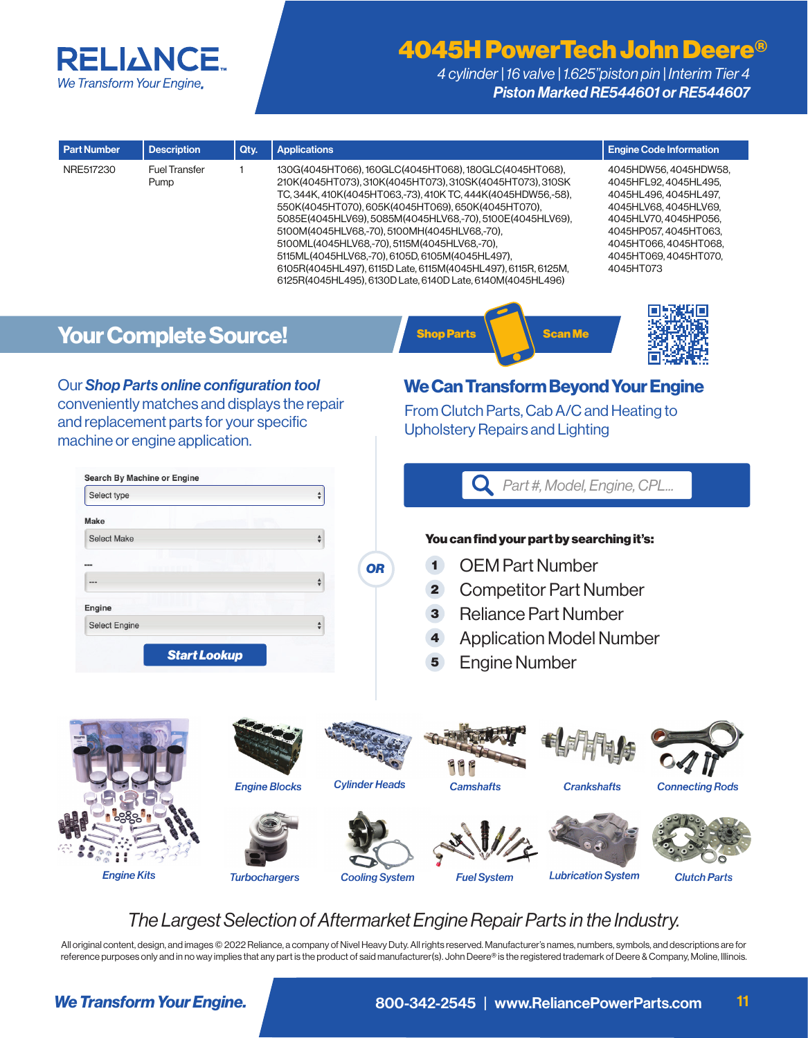RELIANCE™
*We Transform Your Engine.*

# 4045H PowerTech John Deere®

*4 cylinder | 16 valve | 1.625"piston pin | Interim Tier 4*
***Piston Marked RE544601 or RE544607***

| Part Number | Description | Qty. | Applications | Engine Code Information |
|---|---|---|---|---|
| NRE517230 | Fuel Transfer Pump | 1 | 130G(4045HT066), 160GLC(4045HT068), 180GLC(4045HT068), 210K(4045HT073), 310K(4045HT073), 310SK(4045HT073), 310SK TC, 344K, 410K(4045HT063,-73), 410K TC, 444K(4045HDW56,-58), 550K(4045HT070), 605K(4045HT069), 650K(4045HT070), 5085E(4045HLV69), 5085M(4045HLV68,-70), 5100E(4045HLV69), 5100M(4045HLV68,-70), 5100MH(4045HLV68,-70), 5100ML(4045HLV68,-70), 5115M(4045HLV68,-70), 5115ML(4045HLV68,-70), 6105D, 6105M(4045HL497), 6105R(4045HL497), 6115D Late, 6115M(4045HL497), 6115R, 6125M, 6125R(4045HL495), 6130D Late, 6140D Late, 6140M(4045HL496) | 4045HDW56, 4045HDW58, 4045HFL92, 4045HL495, 4045HL496, 4045HL497, 4045HLV68, 4045HLV69, 4045HLV70, 4045HP056, 4045HP057, 4045HT063, 4045HT066, 4045HT068, 4045HT069, 4045HT070, 4045HT073 |

## Your Complete Source!

**Shop Parts** | **Scan Me**

Our ***Shop Parts online configuration tool*** conveniently matches and displays the repair and replacement parts for your specific machine or engine application.

**Search By Machine or Engine**
Select type

**Make**
Select Make

---

**Engine**
Select Engine

**Start Lookup**

**OR**

## We Can Transform Beyond Your Engine

From Clutch Parts, Cab A/C and Heating to Upholstery Repairs and Lighting

*Part #, Model, Engine, CPL...*

**You can find your part by searching it's:**

1. OEM Part Number
2. Competitor Part Number
3. Reliance Part Number
4. Application Model Number
5. Engine Number

*Engine Kits* | *Engine Blocks* | *Cylinder Heads* | *Camshafts* | *Crankshafts* | *Connecting Rods* | *Turbochargers* | *Cooling System* | *Fuel System* | *Lubrication System* | *Clutch Parts*

*The Largest Selection of Aftermarket Engine Repair Parts in the Industry.*

All original content, design, and images © 2022 Reliance, a company of Nivel Heavy Duty. All rights reserved. Manufacturer's names, numbers, symbols, and descriptions are for reference purposes only and in no way implies that any part is the product of said manufacturer(s). John Deere® is the registered trademark of Deere & Company, Moline, Illinois.

***We Transform Your Engine.***

**800-342-2545 | www.ReliancePowerParts.com**